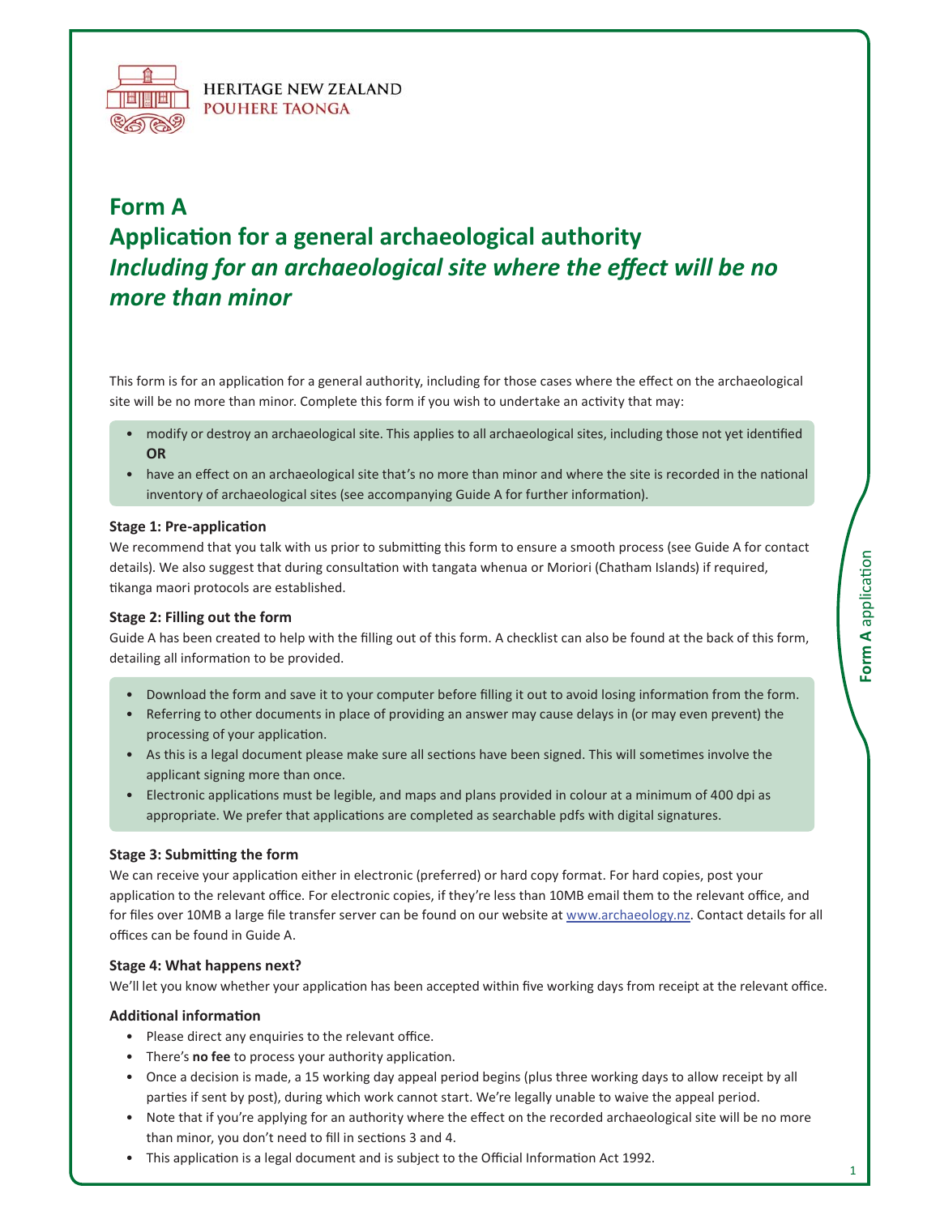HERITAGE NEW ZEALAND
POUHERE TAONGA

# Form A
# Application for a general archaeological authority
## *Including for an archaeological site where the effect will be no more than minor*

This form is for an application for a general authority, including for those cases where the effect on the archaeological site will be no more than minor. Complete this form if you wish to undertake an activity that may:

- modify or destroy an archaeological site. This applies to all archaeological sites, including those not yet identified **OR**
- have an effect on an archaeological site that's no more than minor and where the site is recorded in the national inventory of archaeological sites (see accompanying Guide A for further information).

**Stage 1: Pre-application**

We recommend that you talk with us prior to submitting this form to ensure a smooth process (see Guide A for contact details). We also suggest that during consultation with tangata whenua or Moriori (Chatham Islands) if required, tikanga maori protocols are established.

**Stage 2: Filling out the form**

Guide A has been created to help with the filling out of this form. A checklist can also be found at the back of this form, detailing all information to be provided.

- Download the form and save it to your computer before filling it out to avoid losing information from the form.
- Referring to other documents in place of providing an answer may cause delays in (or may even prevent) the processing of your application.
- As this is a legal document please make sure all sections have been signed. This will sometimes involve the applicant signing more than once.
- Electronic applications must be legible, and maps and plans provided in colour at a minimum of 400 dpi as appropriate. We prefer that applications are completed as searchable pdfs with digital signatures.

**Stage 3: Submitting the form**

We can receive your application either in electronic (preferred) or hard copy format. For hard copies, post your application to the relevant office. For electronic copies, if they're less than 10MB email them to the relevant office, and for files over 10MB a large file transfer server can be found on our website at www.archaeology.nz. Contact details for all offices can be found in Guide A.

**Stage 4: What happens next?**

We'll let you know whether your application has been accepted within five working days from receipt at the relevant office.

**Additional information**

- Please direct any enquiries to the relevant office.
- There's **no fee** to process your authority application.
- Once a decision is made, a 15 working day appeal period begins (plus three working days to allow receipt by all parties if sent by post), during which work cannot start. We're legally unable to waive the appeal period.
- Note that if you're applying for an authority where the effect on the recorded archaeological site will be no more than minor, you don't need to fill in sections 3 and 4.
- This application is a legal document and is subject to the Official Information Act 1992.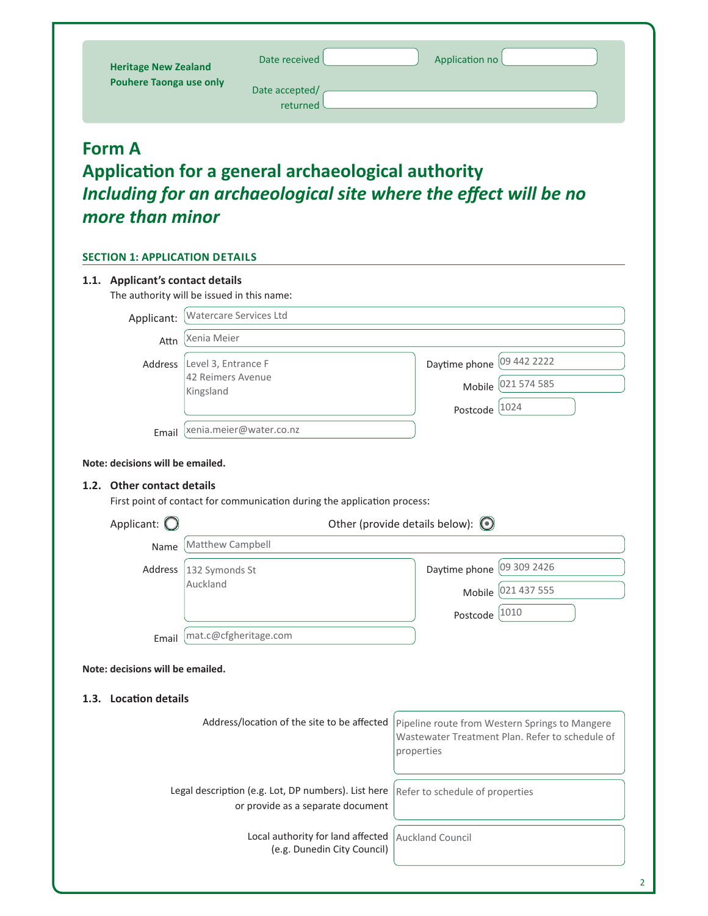**Heritage New Zealand Pouhere Taonga use only**

Date received: 

Application no: 

Date accepted/returned: 

# Form A

## Application for a general archaeological authority

## *Including for an archaeological site where the effect will be no more than minor*

### SECTION 1: APPLICATION DETAILS

#### 1.1. Applicant's contact details

The authority will be issued in this name:

Applicant: Watercare Services Ltd

Attn: Xenia Meier

Address: Level 3, Entrance F
42 Reimers Avenue
Kingsland

Daytime phone: 09 442 2222

Mobile: 021 574 585

Postcode: 1024

Email: xenia.meier@water.co.nz

**Note: decisions will be emailed.**

#### 1.2. Other contact details

First point of contact for communication during the application process:

Applicant: ○ Other (provide details below): ◉

Name: Matthew Campbell

Address: 132 Symonds St
Auckland

Daytime phone: 09 309 2426

Mobile: 021 437 555

Postcode: 1010

Email: mat.c@cfgheritage.com

**Note: decisions will be emailed.**

#### 1.3. Location details

Address/location of the site to be affected: Pipeline route from Western Springs to Mangere Wastewater Treatment Plan. Refer to schedule of properties

Legal description (e.g. Lot, DP numbers). List here or provide as a separate document: Refer to schedule of properties

Local authority for land affected (e.g. Dunedin City Council): Auckland Council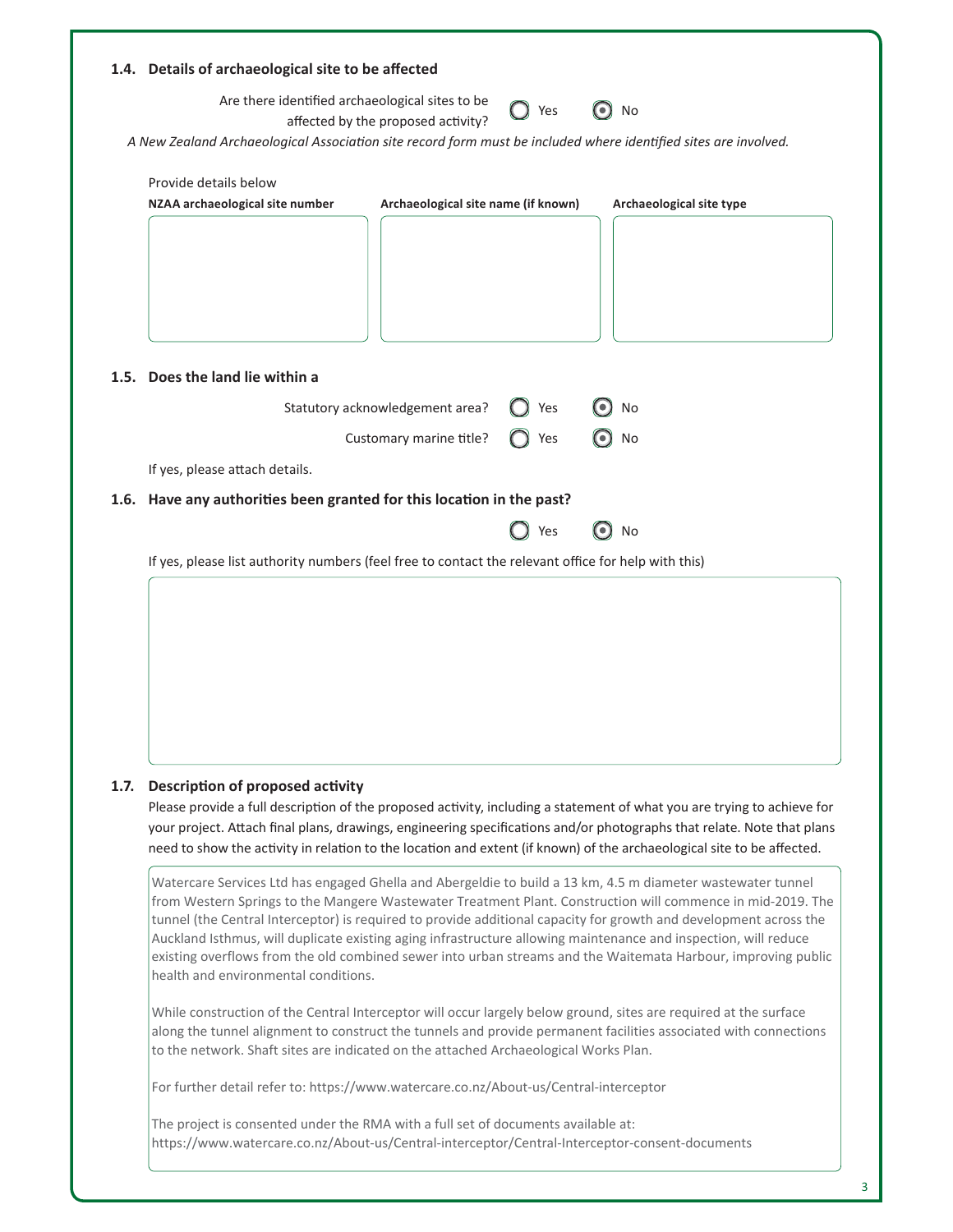### 1.4. Details of archaeological site to be affected

Are there identified archaeological sites to be affected by the proposed activity? ○ Yes ◉ No

*A New Zealand Archaeological Association site record form must be included where identified sites are involved.*

Provide details below

| NZAA archaeological site number | Archaeological site name (if known) | Archaeological site type |
| --- | --- | --- |
| | | |

### 1.5. Does the land lie within a

Statutory acknowledgement area? ○ Yes ◉ No

Customary marine title? ○ Yes ◉ No

If yes, please attach details.

### 1.6. Have any authorities been granted for this location in the past?

○ Yes ◉ No

If yes, please list authority numbers (feel free to contact the relevant office for help with this)

### 1.7. Description of proposed activity

Please provide a full description of the proposed activity, including a statement of what you are trying to achieve for your project. Attach final plans, drawings, engineering specifications and/or photographs that relate. Note that plans need to show the activity in relation to the location and extent (if known) of the archaeological site to be affected.

Watercare Services Ltd has engaged Ghella and Abergeldie to build a 13 km, 4.5 m diameter wastewater tunnel from Western Springs to the Mangere Wastewater Treatment Plant. Construction will commence in mid-2019. The tunnel (the Central Interceptor) is required to provide additional capacity for growth and development across the Auckland Isthmus, will duplicate existing aging infrastructure allowing maintenance and inspection, will reduce existing overflows from the old combined sewer into urban streams and the Waitemata Harbour, improving public health and environmental conditions.

While construction of the Central Interceptor will occur largely below ground, sites are required at the surface along the tunnel alignment to construct the tunnels and provide permanent facilities associated with connections to the network. Shaft sites are indicated on the attached Archaeological Works Plan.

For further detail refer to: https://www.watercare.co.nz/About-us/Central-interceptor

The project is consented under the RMA with a full set of documents available at: https://www.watercare.co.nz/About-us/Central-interceptor/Central-Interceptor-consent-documents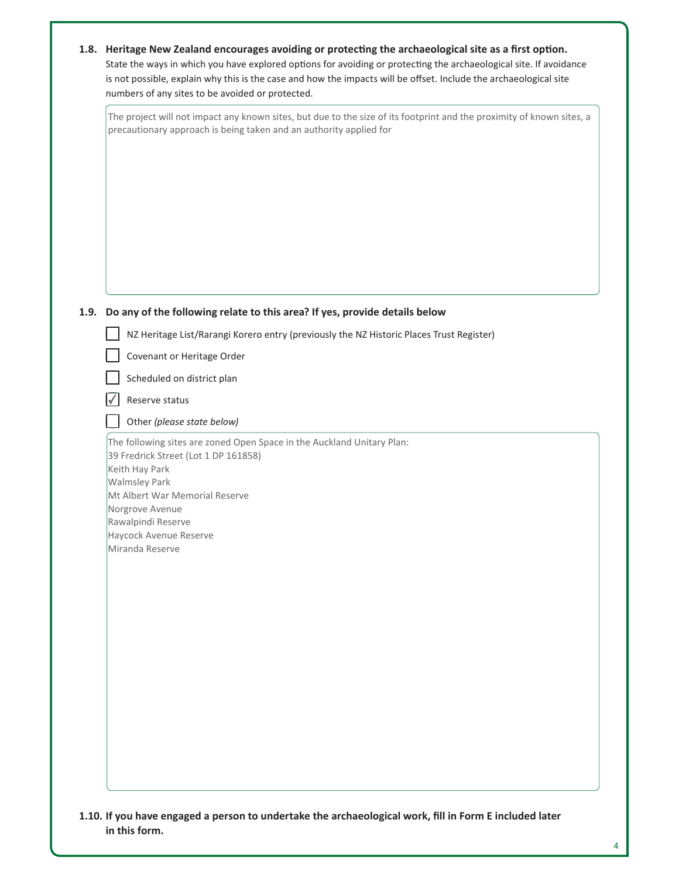**1.8. Heritage New Zealand encourages avoiding or protecting the archaeological site as a first option.**

State the ways in which you have explored options for avoiding or protecting the archaeological site. If avoidance is not possible, explain why this is the case and how the impacts will be offset. Include the archaeological site numbers of any sites to be avoided or protected.

The project will not impact any known sites, but due to the size of its footprint and the proximity of known sites, a precautionary approach is being taken and an authority applied for

**1.9. Do any of the following relate to this area? If yes, provide details below**

- [ ] NZ Heritage List/Rarangi Korero entry (previously the NZ Historic Places Trust Register)
- [ ] Covenant or Heritage Order
- [ ] Scheduled on district plan
- [x] Reserve status
- [ ] Other *(please state below)*

The following sites are zoned Open Space in the Auckland Unitary Plan:
39 Fredrick Street (Lot 1 DP 161858)
Keith Hay Park
Walmsley Park
Mt Albert War Memorial Reserve
Norgrove Avenue
Rawalpindi Reserve
Haycock Avenue Reserve
Miranda Reserve

**1.10. If you have engaged a person to undertake the archaeological work, fill in Form E included later in this form.**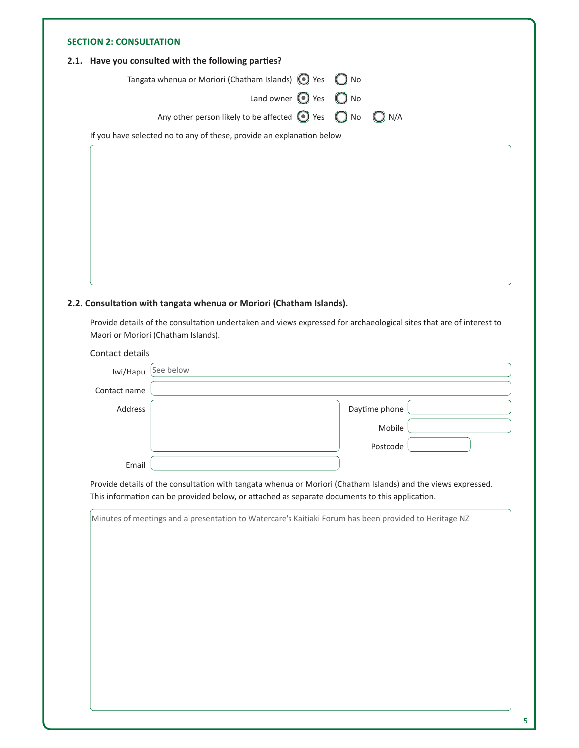## SECTION 2: CONSULTATION

### 2.1. Have you consulted with the following parties?

Tangata whenua or Moriori (Chatham Islands) (•) Yes ( ) No

Land owner (•) Yes ( ) No

Any other person likely to be affected (•) Yes ( ) No ( ) N/A

If you have selected no to any of these, provide an explanation below

### 2.2. Consultation with tangata whenua or Moriori (Chatham Islands).

Provide details of the consultation undertaken and views expressed for archaeological sites that are of interest to Maori or Moriori (Chatham Islands).

Contact details

| Field | Value |
|---|---|
| Iwi/Hapu | See below |
| Contact name | |
| Address | |
| Daytime phone | |
| Mobile | |
| Postcode | |
| Email | |

Provide details of the consultation with tangata whenua or Moriori (Chatham Islands) and the views expressed. This information can be provided below, or attached as separate documents to this application.

Minutes of meetings and a presentation to Watercare's Kaitiaki Forum has been provided to Heritage NZ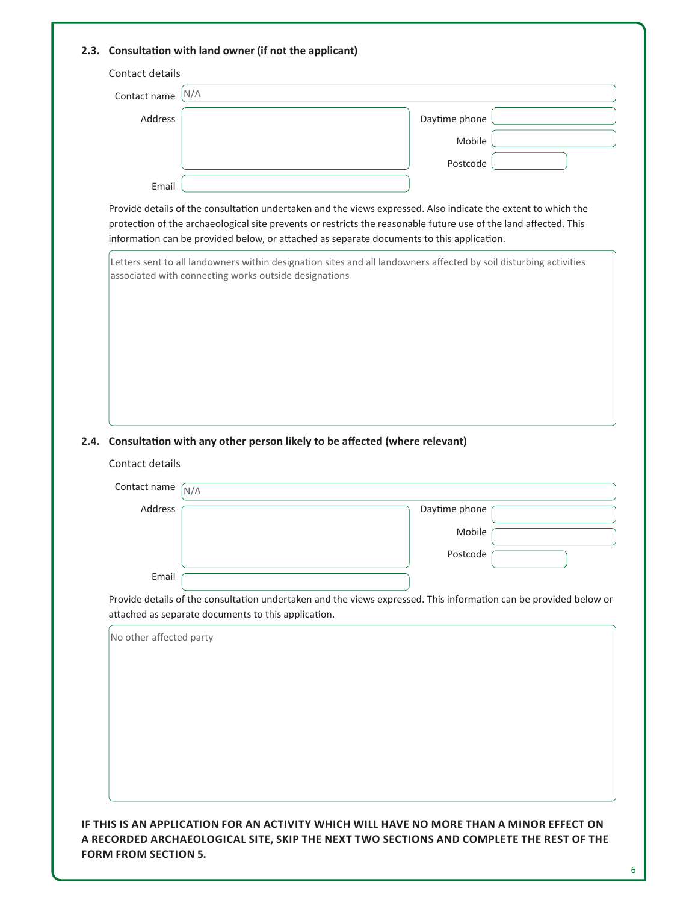### 2.3. Consultation with land owner (if not the applicant)

Contact details

| Field | Value |
|---|---|
| Contact name | N/A |
| Address | |
| Daytime phone | |
| Mobile | |
| Postcode | |
| Email | |

Provide details of the consultation undertaken and the views expressed. Also indicate the extent to which the protection of the archaeological site prevents or restricts the reasonable future use of the land affected. This information can be provided below, or attached as separate documents to this application.

Letters sent to all landowners within designation sites and all landowners affected by soil disturbing activities associated with connecting works outside designations

### 2.4. Consultation with any other person likely to be affected (where relevant)

Contact details

| Field | Value |
|---|---|
| Contact name | N/A |
| Address | |
| Daytime phone | |
| Mobile | |
| Postcode | |
| Email | |

Provide details of the consultation undertaken and the views expressed. This information can be provided below or attached as separate documents to this application.

No other affected party

**IF THIS IS AN APPLICATION FOR AN ACTIVITY WHICH WILL HAVE NO MORE THAN A MINOR EFFECT ON A RECORDED ARCHAEOLOGICAL SITE, SKIP THE NEXT TWO SECTIONS AND COMPLETE THE REST OF THE FORM FROM SECTION 5.**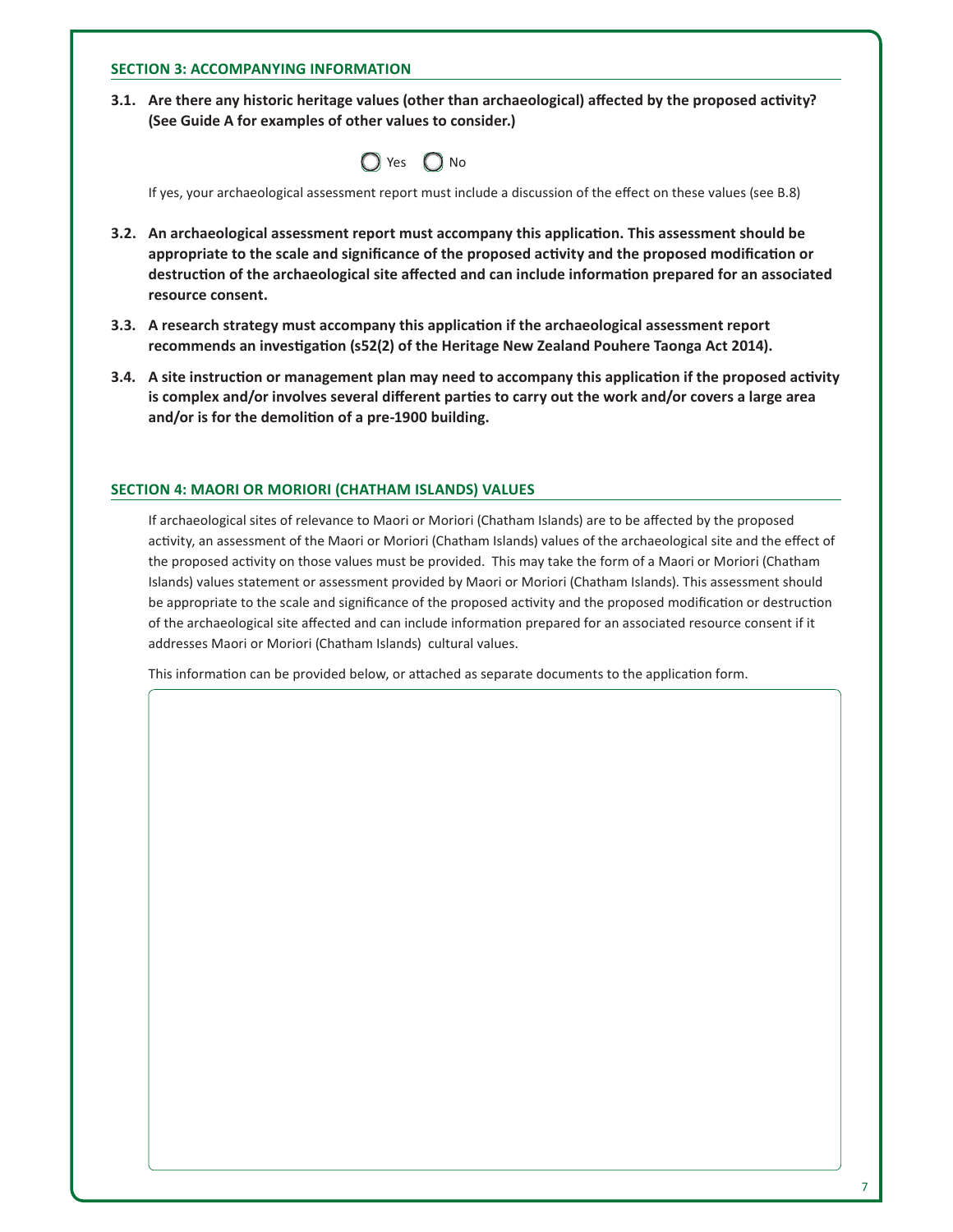## SECTION 3: ACCOMPANYING INFORMATION

**3.1. Are there any historic heritage values (other than archaeological) affected by the proposed activity? (See Guide A for examples of other values to consider.)**

○ Yes ○ No

If yes, your archaeological assessment report must include a discussion of the effect on these values (see B.8)

**3.2. An archaeological assessment report must accompany this application. This assessment should be appropriate to the scale and significance of the proposed activity and the proposed modification or destruction of the archaeological site affected and can include information prepared for an associated resource consent.**

**3.3. A research strategy must accompany this application if the archaeological assessment report recommends an investigation (s52(2) of the Heritage New Zealand Pouhere Taonga Act 2014).**

**3.4. A site instruction or management plan may need to accompany this application if the proposed activity is complex and/or involves several different parties to carry out the work and/or covers a large area and/or is for the demolition of a pre-1900 building.**

## SECTION 4: MAORI OR MORIORI (CHATHAM ISLANDS) VALUES

If archaeological sites of relevance to Maori or Moriori (Chatham Islands) are to be affected by the proposed activity, an assessment of the Maori or Moriori (Chatham Islands) values of the archaeological site and the effect of the proposed activity on those values must be provided. This may take the form of a Maori or Moriori (Chatham Islands) values statement or assessment provided by Maori or Moriori (Chatham Islands). This assessment should be appropriate to the scale and significance of the proposed activity and the proposed modification or destruction of the archaeological site affected and can include information prepared for an associated resource consent if it addresses Maori or Moriori (Chatham Islands) cultural values.

This information can be provided below, or attached as separate documents to the application form.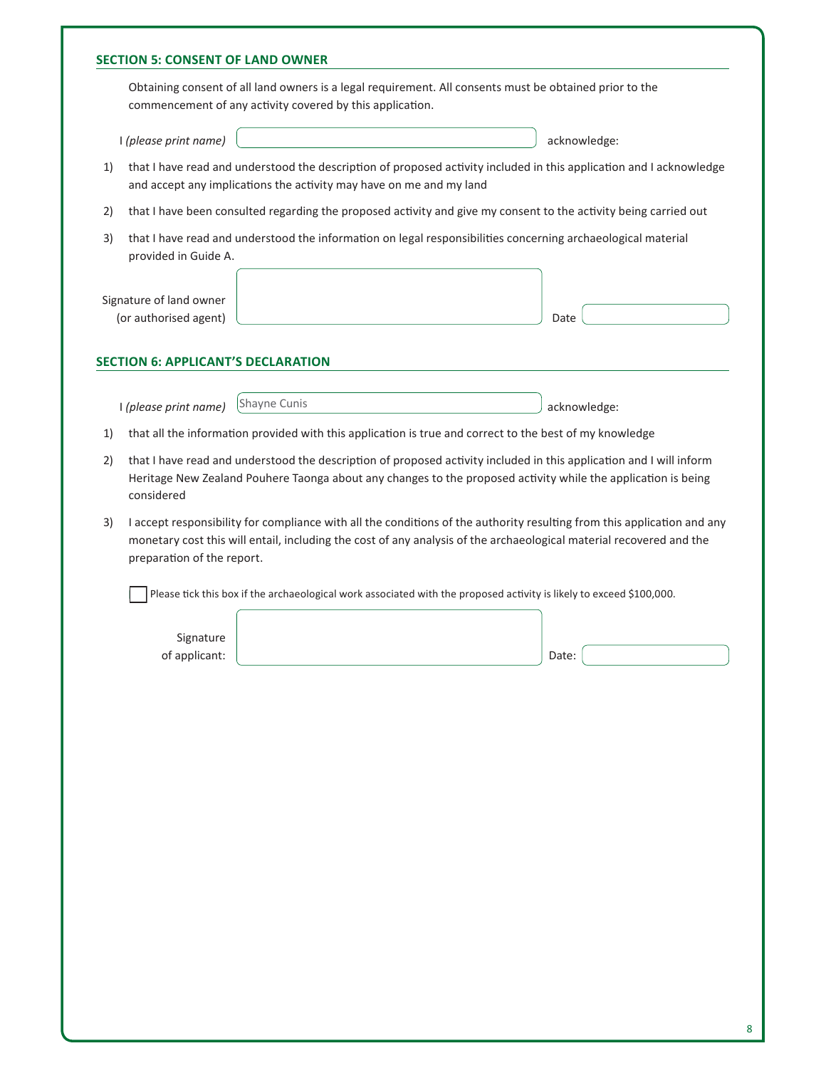## SECTION 5: CONSENT OF LAND OWNER

Obtaining consent of all land owners is a legal requirement. All consents must be obtained prior to the commencement of any activity covered by this application.

I *(please print name)* \_\_\_\_\_\_\_\_\_\_\_\_\_\_\_\_\_\_\_\_ acknowledge:

1) that I have read and understood the description of proposed activity included in this application and I acknowledge and accept any implications the activity may have on me and my land
2) that I have been consulted regarding the proposed activity and give my consent to the activity being carried out
3) that I have read and understood the information on legal responsibilities concerning archaeological material provided in Guide A.

Signature of land owner (or authorised agent) \_\_\_\_\_\_\_\_\_\_\_\_\_\_\_\_\_\_\_\_ Date \_\_\_\_\_\_\_\_\_\_

## SECTION 6: APPLICANT'S DECLARATION

I *(please print name)* Shayne Cunis acknowledge:

1) that all the information provided with this application is true and correct to the best of my knowledge
2) that I have read and understood the description of proposed activity included in this application and I will inform Heritage New Zealand Pouhere Taonga about any changes to the proposed activity while the application is being considered
3) I accept responsibility for compliance with all the conditions of the authority resulting from this application and any monetary cost this will entail, including the cost of any analysis of the archaeological material recovered and the preparation of the report.

☐ Please tick this box if the archaeological work associated with the proposed activity is likely to exceed $100,000.

Signature of applicant: \_\_\_\_\_\_\_\_\_\_\_\_\_\_\_\_\_\_\_\_ Date: \_\_\_\_\_\_\_\_\_\_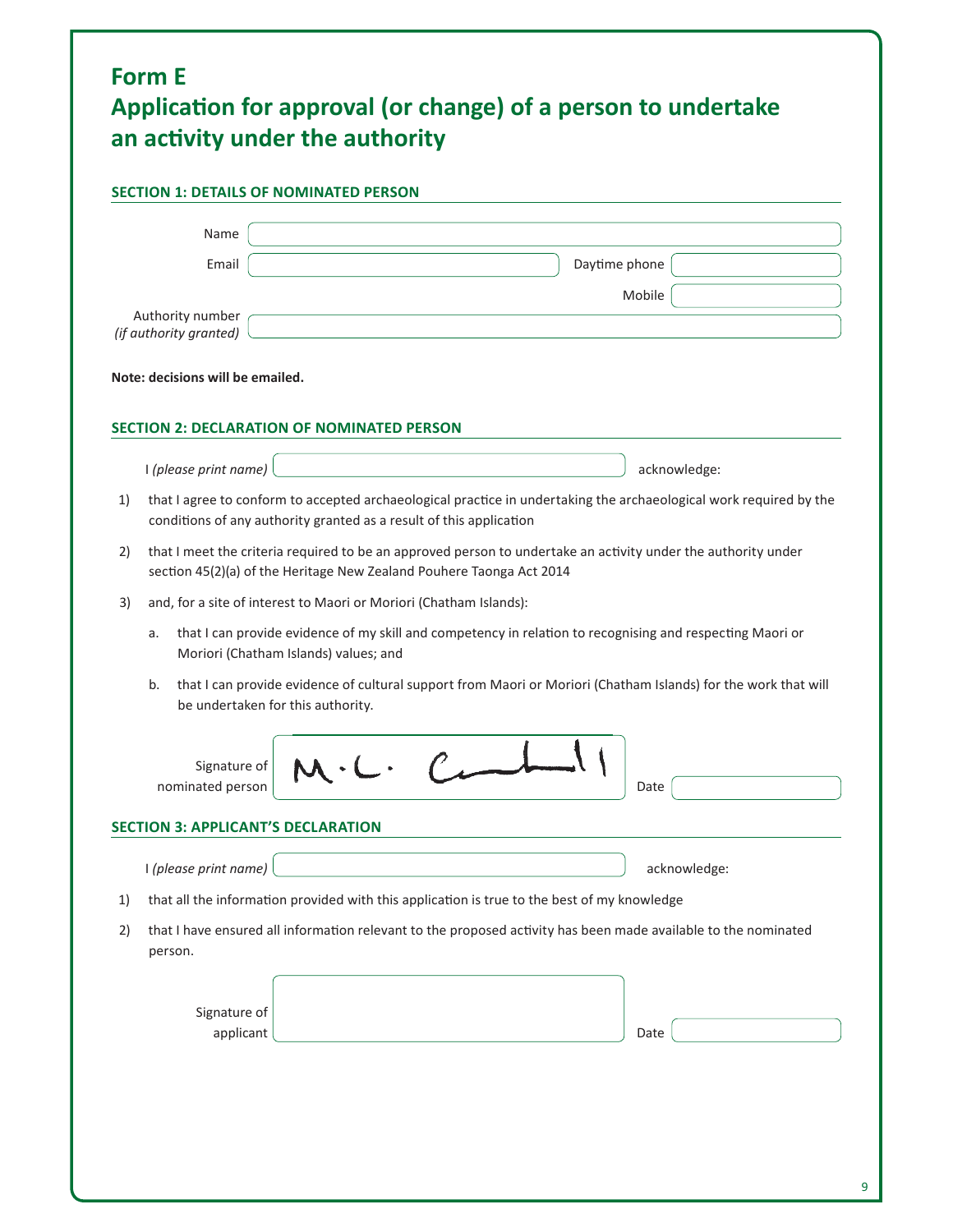# Form E
# Application for approval (or change) of a person to undertake an activity under the authority

## SECTION 1: DETAILS OF NOMINATED PERSON

Name

Email

Daytime phone

Mobile

Authority number *(if authority granted)*

**Note: decisions will be emailed.**

## SECTION 2: DECLARATION OF NOMINATED PERSON

I *(please print name)* acknowledge:

1) that I agree to conform to accepted archaeological practice in undertaking the archaeological work required by the conditions of any authority granted as a result of this application

2) that I meet the criteria required to be an approved person to undertake an activity under the authority under section 45(2)(a) of the Heritage New Zealand Pouhere Taonga Act 2014

3) and, for a site of interest to Maori or Moriori (Chatham Islands):

   a. that I can provide evidence of my skill and competency in relation to recognising and respecting Maori or Moriori (Chatham Islands) values; and

   b. that I can provide evidence of cultural support from Maori or Moriori (Chatham Islands) for the work that will be undertaken for this authority.

Signature of nominated person

Date

## SECTION 3: APPLICANT'S DECLARATION

I *(please print name)* acknowledge:

1) that all the information provided with this application is true to the best of my knowledge

2) that I have ensured all information relevant to the proposed activity has been made available to the nominated person.

Signature of applicant

Date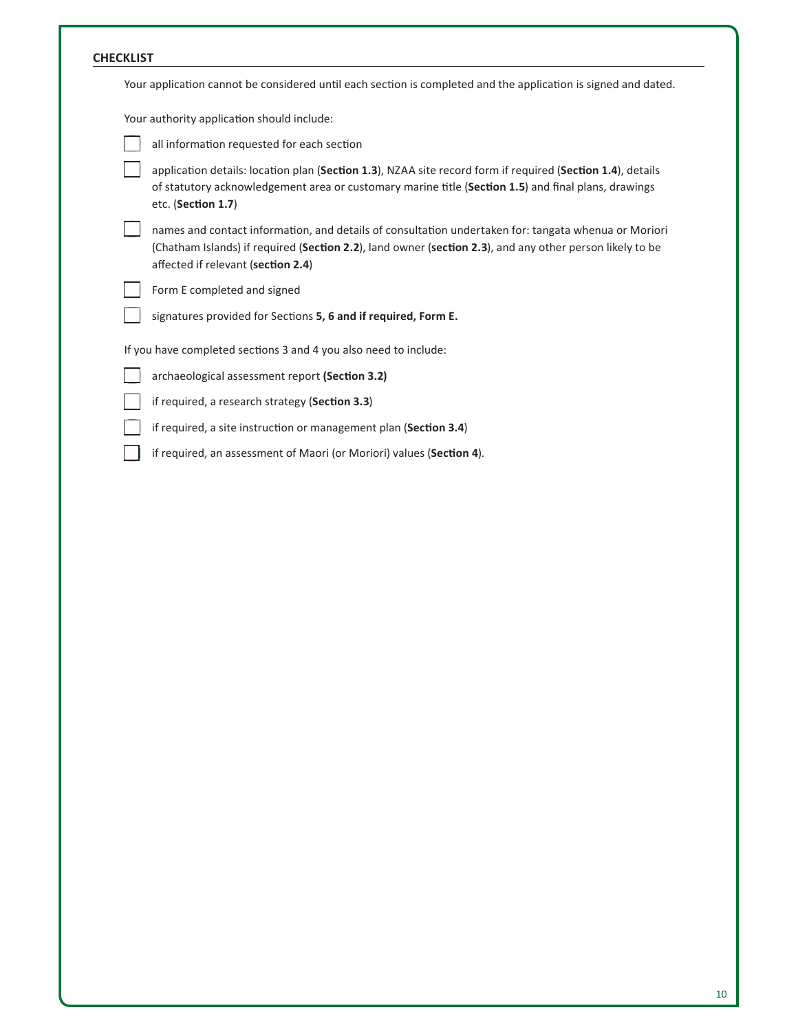## CHECKLIST

Your application cannot be considered until each section is completed and the application is signed and dated.

Your authority application should include:

- [ ] all information requested for each section
- [ ] application details: location plan (**Section 1.3**), NZAA site record form if required (**Section 1.4**), details of statutory acknowledgement area or customary marine title (**Section 1.5**) and final plans, drawings etc. (**Section 1.7**)
- [ ] names and contact information, and details of consultation undertaken for: tangata whenua or Moriori (Chatham Islands) if required (**Section 2.2**), land owner (**section 2.3**), and any other person likely to be affected if relevant (**section 2.4**)
- [ ] Form E completed and signed
- [ ] signatures provided for Sections **5, 6 and if required, Form E.**

If you have completed sections 3 and 4 you also need to include:

- [ ] archaeological assessment report **(Section 3.2)**
- [ ] if required, a research strategy (**Section 3.3**)
- [ ] if required, a site instruction or management plan (**Section 3.4**)
- [ ] if required, an assessment of Maori (or Moriori) values (**Section 4**).